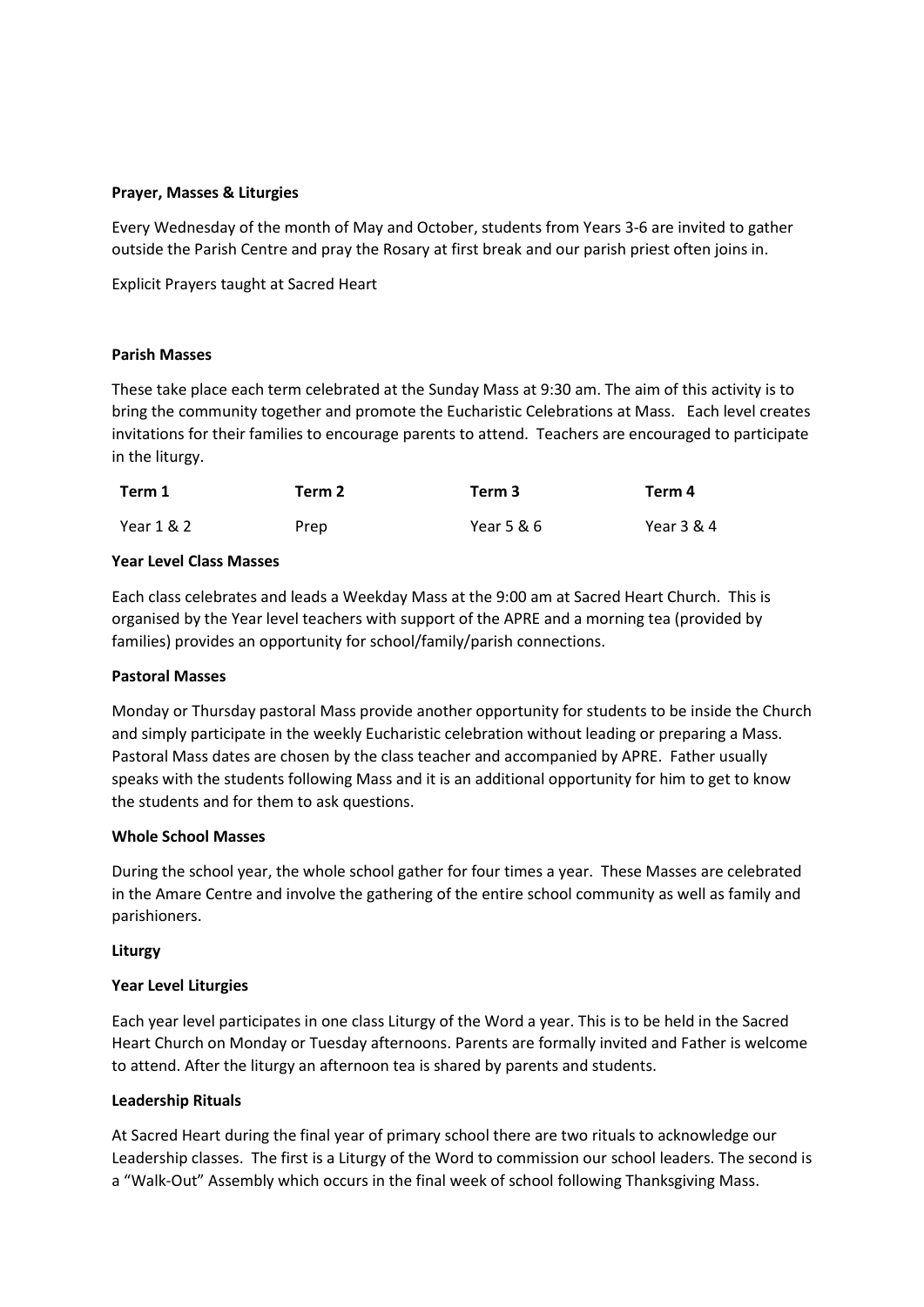**Prayer, Masses & Liturgies**

Every Wednesday of the month of May and October, students from Years 3-6 are invited to gather outside the Parish Centre and pray the Rosary at first break and our parish priest often joins in.

Explicit Prayers taught at Sacred Heart

**Parish Masses**

These take place each term celebrated at the Sunday Mass at 9:30 am. The aim of this activity is to bring the community together and promote the Eucharistic Celebrations at Mass. Each level creates invitations for their families to encourage parents to attend. Teachers are encouraged to participate in the liturgy.

| Term 1 | Term 2 | Term 3 | Term 4 |
|---|---|---|---|
| Year 1 & 2 | Prep | Year 5 & 6 | Year 3 & 4 |

**Year Level Class Masses**

Each class celebrates and leads a Weekday Mass at the 9:00 am at Sacred Heart Church. This is organised by the Year level teachers with support of the APRE and a morning tea (provided by families) provides an opportunity for school/family/parish connections.

**Pastoral Masses**

Monday or Thursday pastoral Mass provide another opportunity for students to be inside the Church and simply participate in the weekly Eucharistic celebration without leading or preparing a Mass. Pastoral Mass dates are chosen by the class teacher and accompanied by APRE. Father usually speaks with the students following Mass and it is an additional opportunity for him to get to know the students and for them to ask questions.

**Whole School Masses**

During the school year, the whole school gather for four times a year. These Masses are celebrated in the Amare Centre and involve the gathering of the entire school community as well as family and parishioners.

**Liturgy**

**Year Level Liturgies**

Each year level participates in one class Liturgy of the Word a year. This is to be held in the Sacred Heart Church on Monday or Tuesday afternoons. Parents are formally invited and Father is welcome to attend. After the liturgy an afternoon tea is shared by parents and students.

**Leadership Rituals**

At Sacred Heart during the final year of primary school there are two rituals to acknowledge our Leadership classes. The first is a Liturgy of the Word to commission our school leaders. The second is a "Walk-Out" Assembly which occurs in the final week of school following Thanksgiving Mass.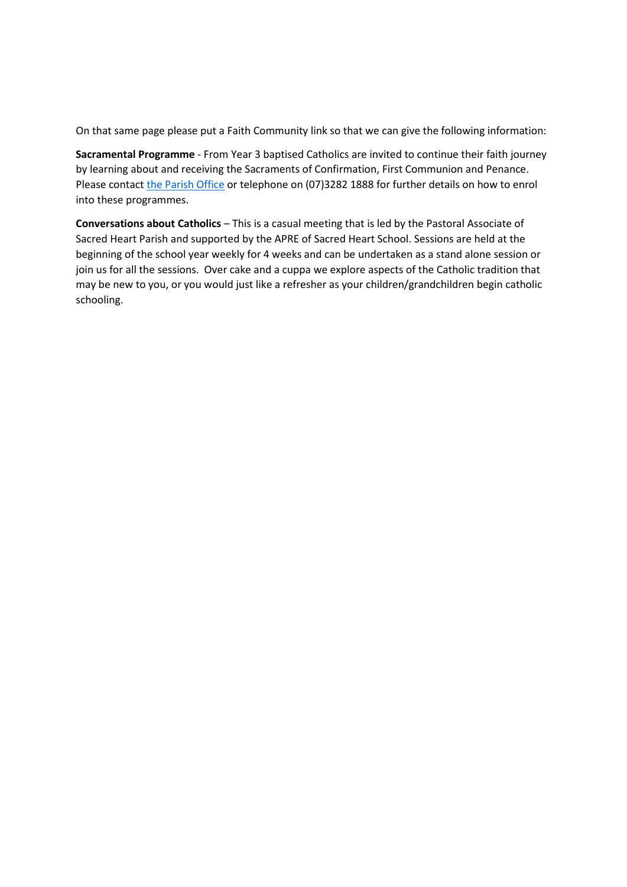On that same page please put a Faith Community link so that we can give the following information:

**Sacramental Programme** - From Year 3 baptised Catholics are invited to continue their faith journey by learning about and receiving the Sacraments of Confirmation, First Communion and Penance. Please contact the Parish Office or telephone on (07)3282 1888 for further details on how to enrol into these programmes.

**Conversations about Catholics** – This is a casual meeting that is led by the Pastoral Associate of Sacred Heart Parish and supported by the APRE of Sacred Heart School. Sessions are held at the beginning of the school year weekly for 4 weeks and can be undertaken as a stand alone session or join us for all the sessions. Over cake and a cuppa we explore aspects of the Catholic tradition that may be new to you, or you would just like a refresher as your children/grandchildren begin catholic schooling.